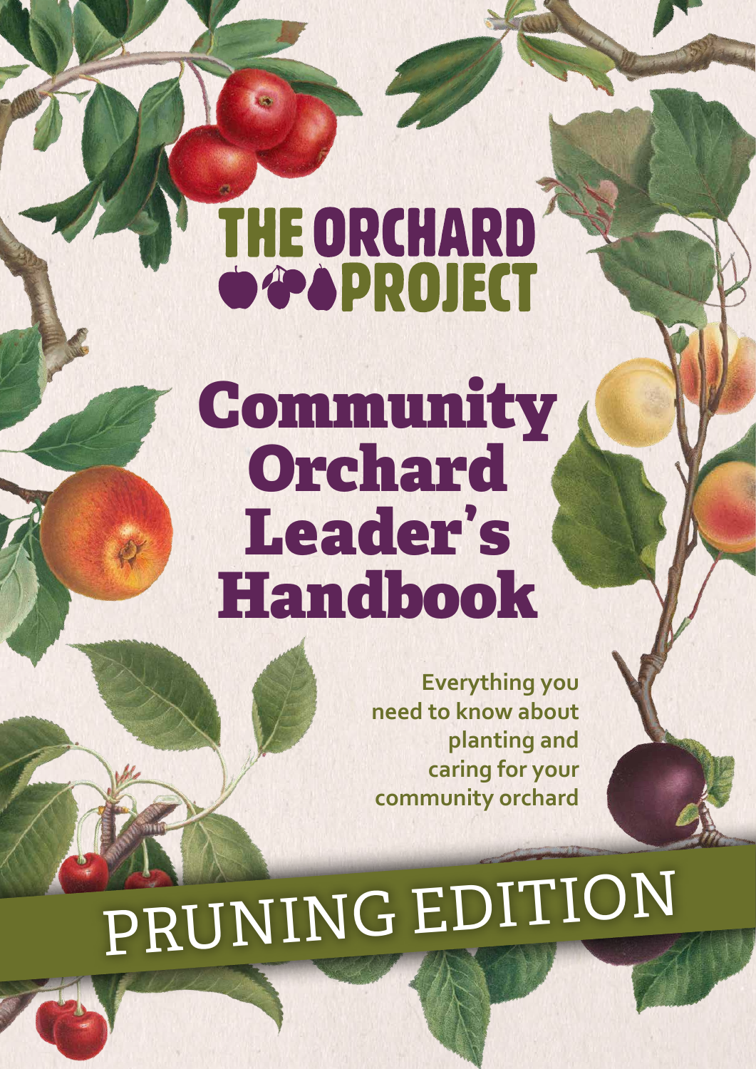THE ORCHARD PROJECT

# Community Orchard Leader's Handbook

**Everything you need to know about planting and caring for your community orchard**

PRUNING EDITION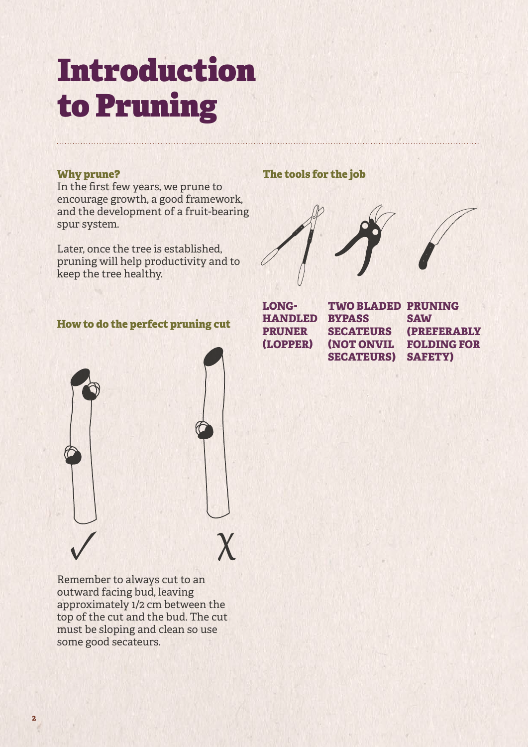# Introduction to Pruning

### Why prune?

In the first few years, we prune to encourage growth, a good framework, and the development of a fruit-bearing spur system.

Later, once the tree is established, pruning will help productivity and to keep the tree healthy.

### How to do the perfect pruning cut

✓

X

Remember to always cut to an outward facing bud, leaving approximately 1/2 cm between the top of the cut and the bud. The cut must be sloping and clean so use some good secateurs.

### The tools for the job

**LONG-HANDLED PRUNER (LOPPER)**

**TWO BLADED BYPASS SECATEURS (NOT ONVIL SECATEURS)**

**PRUNING SAW (PREFERABLY FOLDING FOR SAFETY)**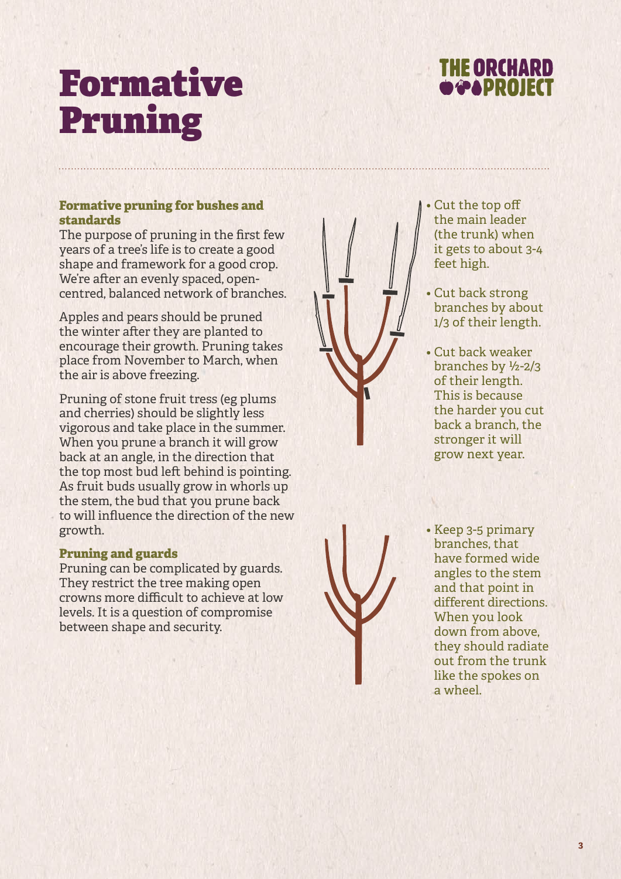# Formative Pruning

THE ORCHARD PROJECT

### Formative pruning for bushes and standards

The purpose of pruning in the first few years of a tree's life is to create a good shape and framework for a good crop. We're after an evenly spaced, open-centred, balanced network of branches.

Apples and pears should be pruned the winter after they are planted to encourage their growth. Pruning takes place from November to March, when the air is above freezing.

Pruning of stone fruit tress (eg plums and cherries) should be slightly less vigorous and take place in the summer. When you prune a branch it will grow back at an angle, in the direction that the top most bud left behind is pointing. As fruit buds usually grow in whorls up the stem, the bud that you prune back to will influence the direction of the new growth.

### Pruning and guards

Pruning can be complicated by guards. They restrict the tree making open crowns more difficult to achieve at low levels. It is a question of compromise between shape and security.

- Cut the top off the main leader (the trunk) when it gets to about 3-4 feet high.
- Cut back strong branches by about 1/3 of their length.
- Cut back weaker branches by ½-2/3 of their length. This is because the harder you cut back a branch, the stronger it will grow next year.

- Keep 3-5 primary branches, that have formed wide angles to the stem and that point in different directions. When you look down from above, they should radiate out from the trunk like the spokes on a wheel.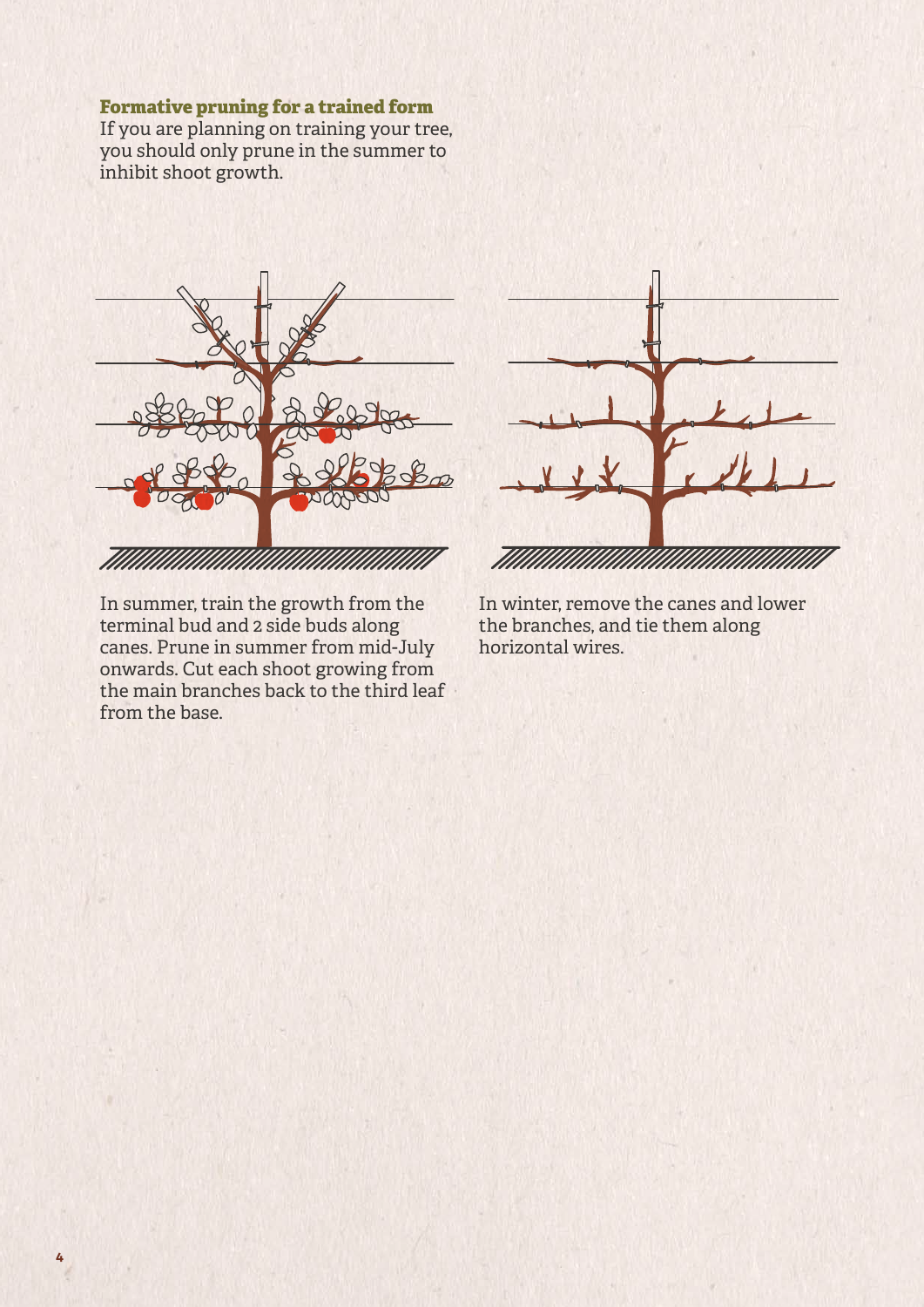## Formative pruning for a trained form

If you are planning on training your tree, you should only prune in the summer to inhibit shoot growth.

In summer, train the growth from the terminal bud and 2 side buds along canes. Prune in summer from mid-July onwards. Cut each shoot growing from the main branches back to the third leaf from the base.

In winter, remove the canes and lower the branches, and tie them along horizontal wires.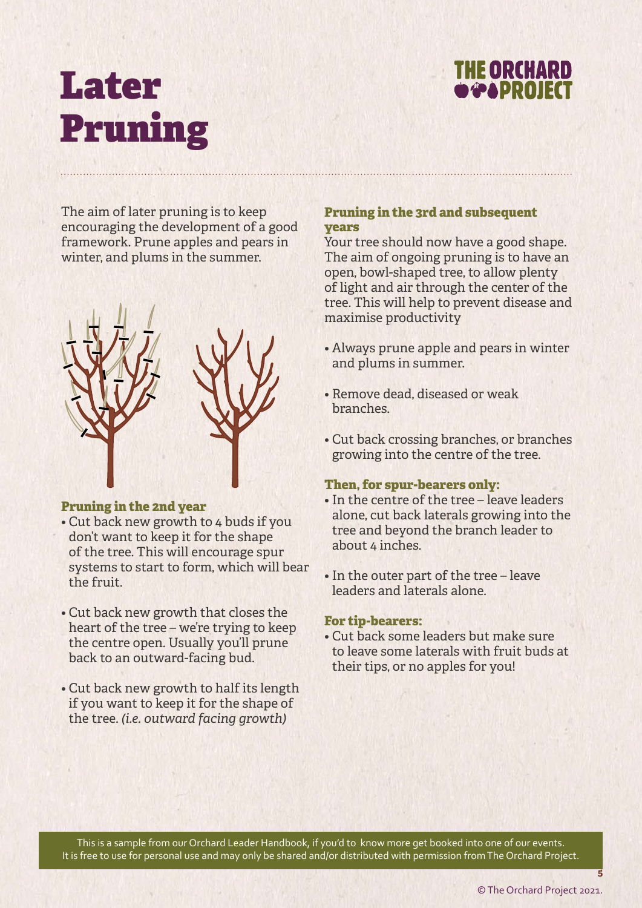# Later Pruning

THE ORCHARD PROJECT

The aim of later pruning is to keep encouraging the development of a good framework. Prune apples and pears in winter, and plums in the summer.

### Pruning in the 2nd year

- Cut back new growth to 4 buds if you don't want to keep it for the shape of the tree. This will encourage spur systems to start to form, which will bear the fruit.
- Cut back new growth that closes the heart of the tree – we're trying to keep the centre open. Usually you'll prune back to an outward-facing bud.
- Cut back new growth to half its length if you want to keep it for the shape of the tree. *(i.e. outward facing growth)*

### Pruning in the 3rd and subsequent years

Your tree should now have a good shape. The aim of ongoing pruning is to have an open, bowl-shaped tree, to allow plenty of light and air through the center of the tree. This will help to prevent disease and maximise productivity

- Always prune apple and pears in winter and plums in summer.
- Remove dead, diseased or weak branches.
- Cut back crossing branches, or branches growing into the centre of the tree.

### Then, for spur-bearers only:

- In the centre of the tree – leave leaders alone, cut back laterals growing into the tree and beyond the branch leader to about 4 inches.
- In the outer part of the tree – leave leaders and laterals alone.

### For tip-bearers:

- Cut back some leaders but make sure to leave some laterals with fruit buds at their tips, or no apples for you!

This is a sample from our Orchard Leader Handbook, if you'd to know more get booked into one of our events. It is free to use for personal use and may only be shared and/or distributed with permission from The Orchard Project.

© The Orchard Project 2021.